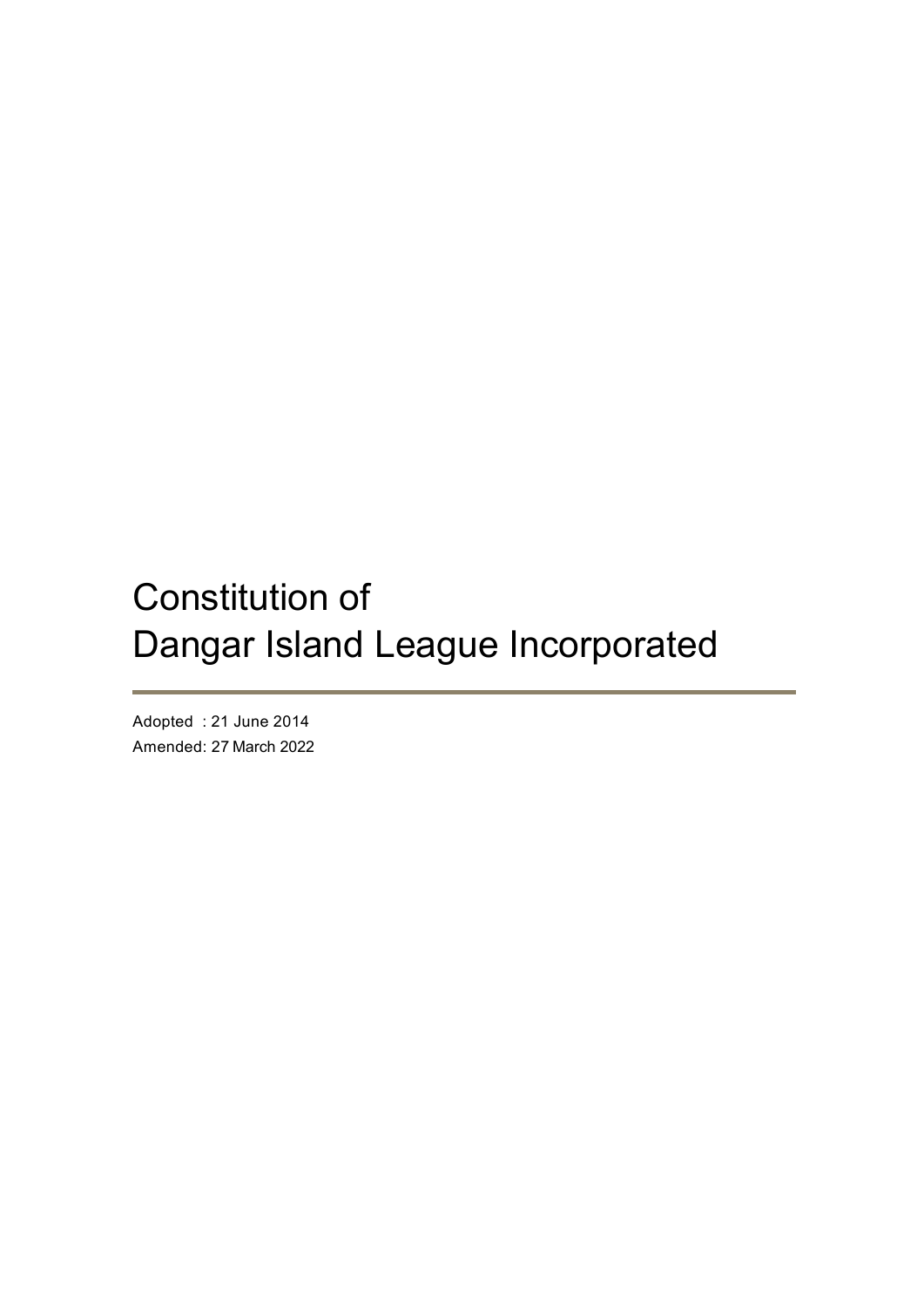# Constitution of Dangar Island League Incorporated

---

Adopted : 21 June 2014
Amended: 27 March 2022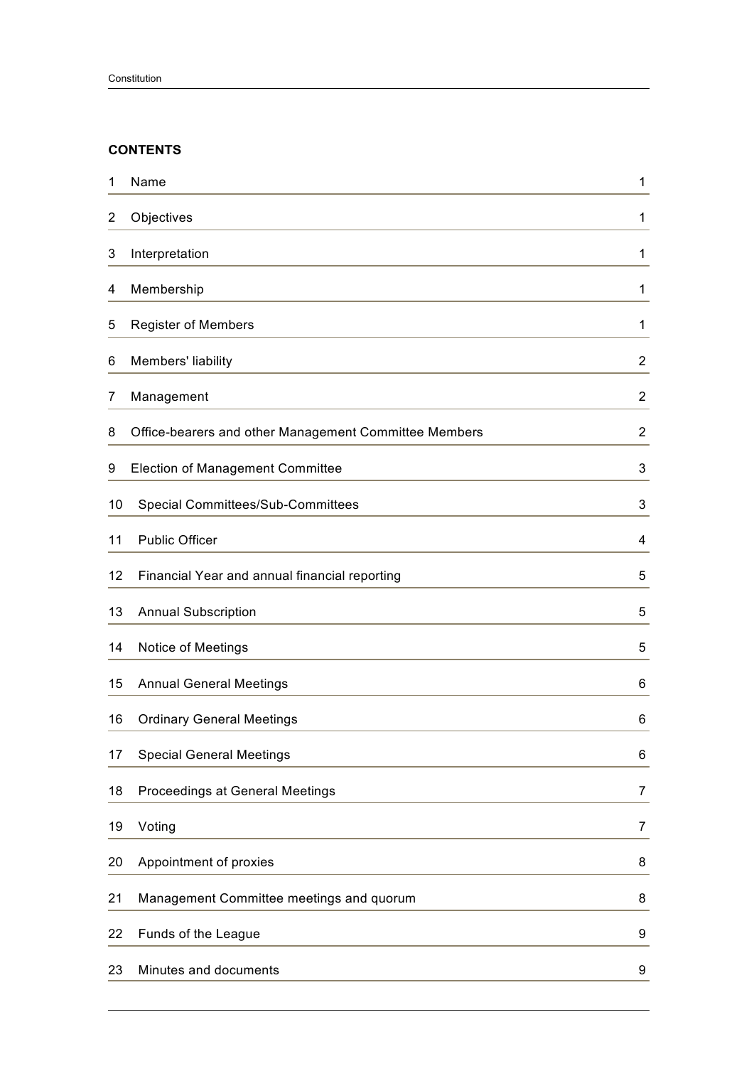## CONTENTS

| | | |
|---|---|---|
| 1 | Name | 1 |
| 2 | Objectives | 1 |
| 3 | Interpretation | 1 |
| 4 | Membership | 1 |
| 5 | Register of Members | 1 |
| 6 | Members' liability | 2 |
| 7 | Management | 2 |
| 8 | Office-bearers and other Management Committee Members | 2 |
| 9 | Election of Management Committee | 3 |
| 10 | Special Committees/Sub-Committees | 3 |
| 11 | Public Officer | 4 |
| 12 | Financial Year and annual financial reporting | 5 |
| 13 | Annual Subscription | 5 |
| 14 | Notice of Meetings | 5 |
| 15 | Annual General Meetings | 6 |
| 16 | Ordinary General Meetings | 6 |
| 17 | Special General Meetings | 6 |
| 18 | Proceedings at General Meetings | 7 |
| 19 | Voting | 7 |
| 20 | Appointment of proxies | 8 |
| 21 | Management Committee meetings and quorum | 8 |
| 22 | Funds of the League | 9 |
| 23 | Minutes and documents | 9 |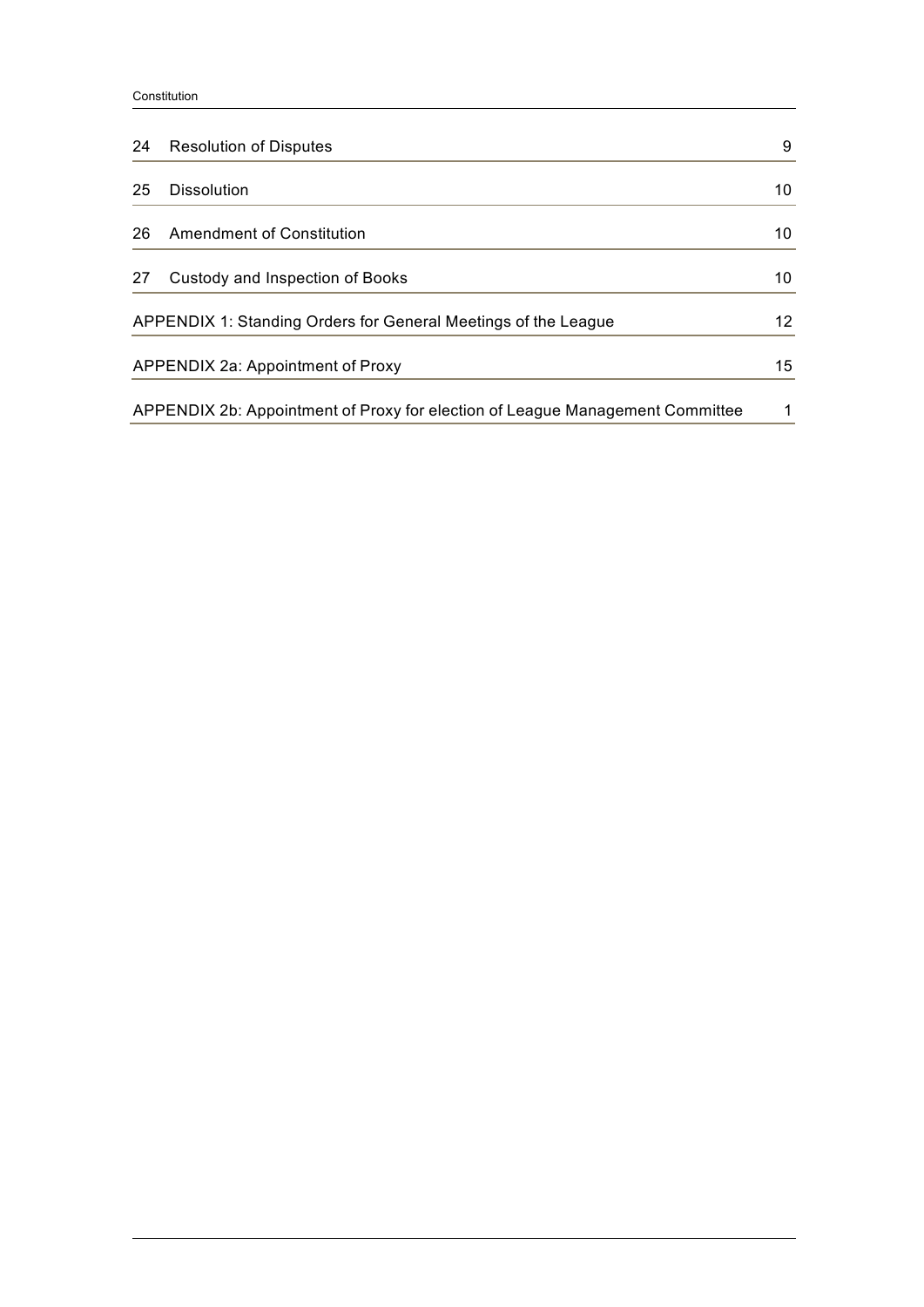| | | |
|---|---|---|
| 24 | Resolution of Disputes | 9 |
| 25 | Dissolution | 10 |
| 26 | Amendment of Constitution | 10 |
| 27 | Custody and Inspection of Books | 10 |
| APPENDIX 1: Standing Orders for General Meetings of the League | | 12 |
| APPENDIX 2a: Appointment of Proxy | | 15 |
| APPENDIX 2b: Appointment of Proxy for election of League Management Committee | | 1 |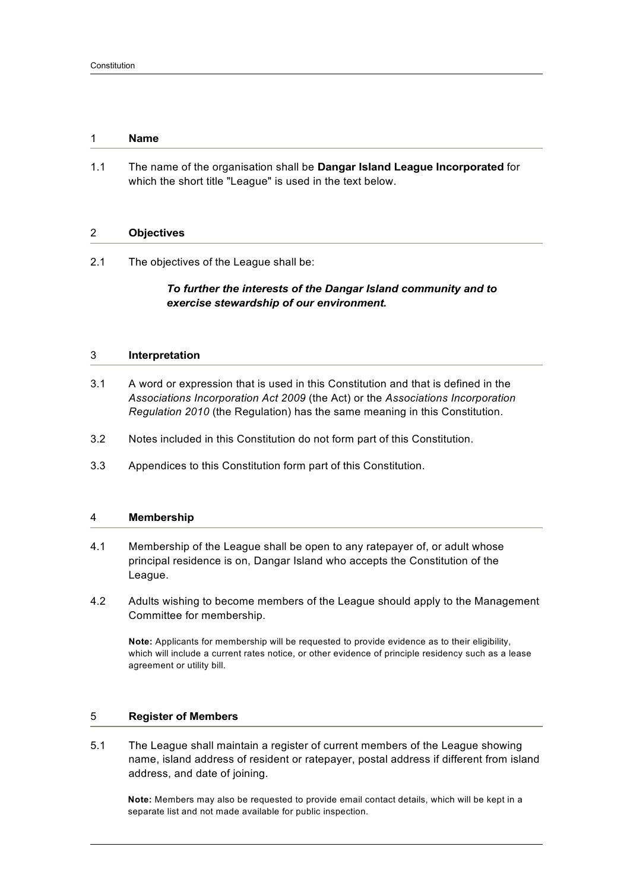## 1 Name

1.1 The name of the organisation shall be **Dangar Island League Incorporated** for which the short title "League" is used in the text below.

## 2 Objectives

2.1 The objectives of the League shall be:

> ***To further the interests of the Dangar Island community and to exercise stewardship of our environment.***

## 3 Interpretation

3.1 A word or expression that is used in this Constitution and that is defined in the *Associations Incorporation Act 2009* (the Act) or the *Associations Incorporation Regulation 2010* (the Regulation) has the same meaning in this Constitution.

3.2 Notes included in this Constitution do not form part of this Constitution.

3.3 Appendices to this Constitution form part of this Constitution.

## 4 Membership

4.1 Membership of the League shall be open to any ratepayer of, or adult whose principal residence is on, Dangar Island who accepts the Constitution of the League.

4.2 Adults wishing to become members of the League should apply to the Management Committee for membership.

**Note:** Applicants for membership will be requested to provide evidence as to their eligibility, which will include a current rates notice, or other evidence of principle residency such as a lease agreement or utility bill.

## 5 Register of Members

5.1 The League shall maintain a register of current members of the League showing name, island address of resident or ratepayer, postal address if different from island address, and date of joining.

**Note:** Members may also be requested to provide email contact details, which will be kept in a separate list and not made available for public inspection.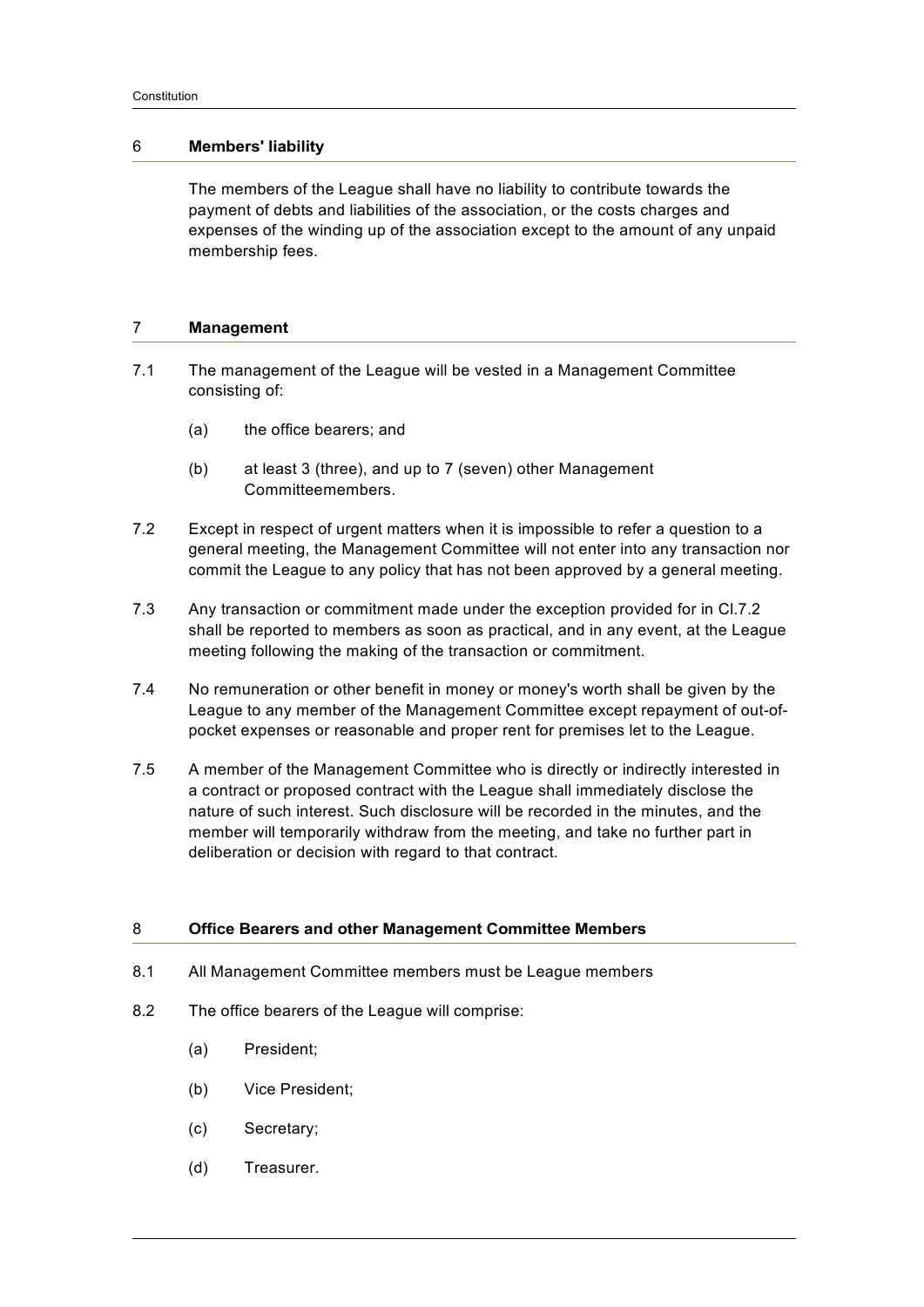## 6 Members' liability

The members of the League shall have no liability to contribute towards the payment of debts and liabilities of the association, or the costs charges and expenses of the winding up of the association except to the amount of any unpaid membership fees.

## 7 Management

7.1 The management of the League will be vested in a Management Committee consisting of:

(a) the office bearers; and

(b) at least 3 (three), and up to 7 (seven) other Management Committeemembers.

7.2 Except in respect of urgent matters when it is impossible to refer a question to a general meeting, the Management Committee will not enter into any transaction nor commit the League to any policy that has not been approved by a general meeting.

7.3 Any transaction or commitment made under the exception provided for in Cl.7.2 shall be reported to members as soon as practical, and in any event, at the League meeting following the making of the transaction or commitment.

7.4 No remuneration or other benefit in money or money's worth shall be given by the League to any member of the Management Committee except repayment of out-of-pocket expenses or reasonable and proper rent for premises let to the League.

7.5 A member of the Management Committee who is directly or indirectly interested in a contract or proposed contract with the League shall immediately disclose the nature of such interest. Such disclosure will be recorded in the minutes, and the member will temporarily withdraw from the meeting, and take no further part in deliberation or decision with regard to that contract.

## 8 Office Bearers and other Management Committee Members

8.1 All Management Committee members must be League members

8.2 The office bearers of the League will comprise:

(a) President;

(b) Vice President;

(c) Secretary;

(d) Treasurer.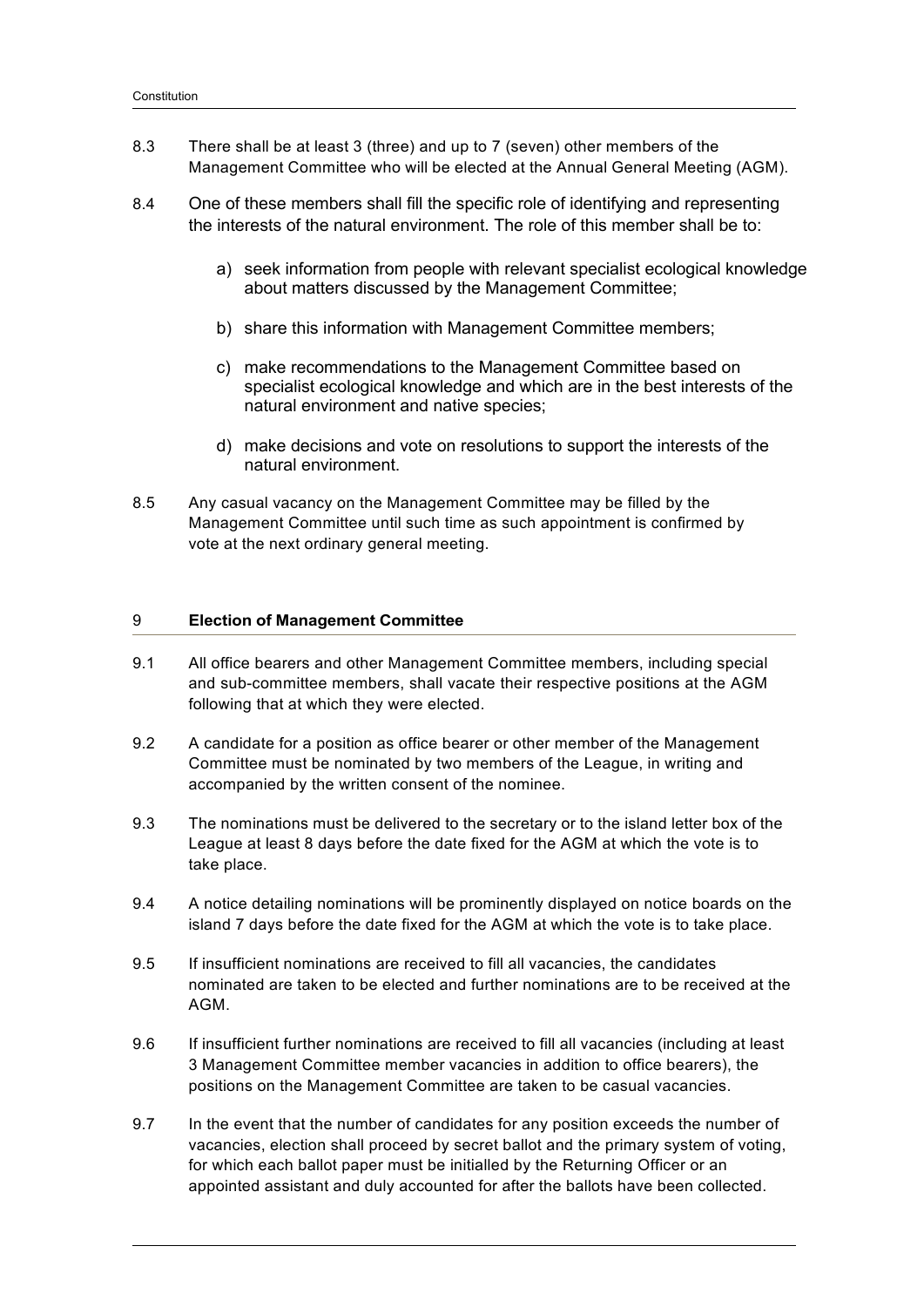8.3 There shall be at least 3 (three) and up to 7 (seven) other members of the Management Committee who will be elected at the Annual General Meeting (AGM).

8.4 One of these members shall fill the specific role of identifying and representing the interests of the natural environment. The role of this member shall be to:

a) seek information from people with relevant specialist ecological knowledge about matters discussed by the Management Committee;

b) share this information with Management Committee members;

c) make recommendations to the Management Committee based on specialist ecological knowledge and which are in the best interests of the natural environment and native species;

d) make decisions and vote on resolutions to support the interests of the natural environment.

8.5 Any casual vacancy on the Management Committee may be filled by the Management Committee until such time as such appointment is confirmed by vote at the next ordinary general meeting.

## 9 Election of Management Committee

9.1 All office bearers and other Management Committee members, including special and sub-committee members, shall vacate their respective positions at the AGM following that at which they were elected.

9.2 A candidate for a position as office bearer or other member of the Management Committee must be nominated by two members of the League, in writing and accompanied by the written consent of the nominee.

9.3 The nominations must be delivered to the secretary or to the island letter box of the League at least 8 days before the date fixed for the AGM at which the vote is to take place.

9.4 A notice detailing nominations will be prominently displayed on notice boards on the island 7 days before the date fixed for the AGM at which the vote is to take place.

9.5 If insufficient nominations are received to fill all vacancies, the candidates nominated are taken to be elected and further nominations are to be received at the AGM.

9.6 If insufficient further nominations are received to fill all vacancies (including at least 3 Management Committee member vacancies in addition to office bearers), the positions on the Management Committee are taken to be casual vacancies.

9.7 In the event that the number of candidates for any position exceeds the number of vacancies, election shall proceed by secret ballot and the primary system of voting, for which each ballot paper must be initialled by the Returning Officer or an appointed assistant and duly accounted for after the ballots have been collected.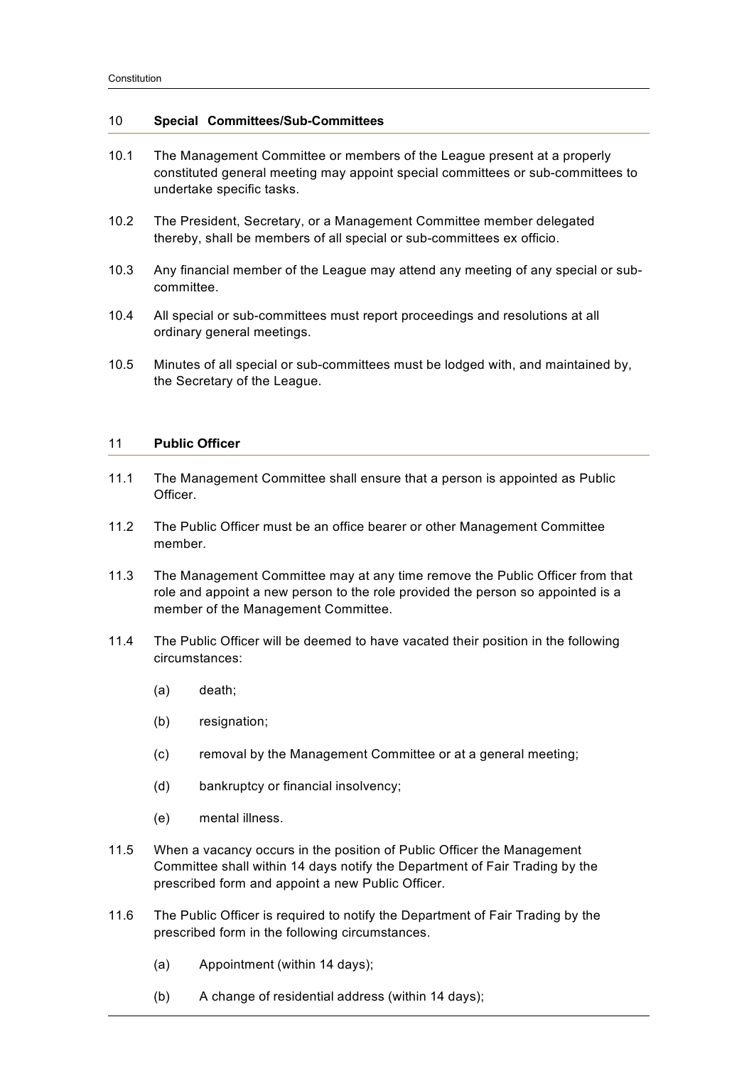## 10 Special Committees/Sub-Committees

10.1 The Management Committee or members of the League present at a properly constituted general meeting may appoint special committees or sub-committees to undertake specific tasks.

10.2 The President, Secretary, or a Management Committee member delegated thereby, shall be members of all special or sub-committees ex officio.

10.3 Any financial member of the League may attend any meeting of any special or sub-committee.

10.4 All special or sub-committees must report proceedings and resolutions at all ordinary general meetings.

10.5 Minutes of all special or sub-committees must be lodged with, and maintained by, the Secretary of the League.

## 11 Public Officer

11.1 The Management Committee shall ensure that a person is appointed as Public Officer.

11.2 The Public Officer must be an office bearer or other Management Committee member.

11.3 The Management Committee may at any time remove the Public Officer from that role and appoint a new person to the role provided the person so appointed is a member of the Management Committee.

11.4 The Public Officer will be deemed to have vacated their position in the following circumstances:

- (a) death;
- (b) resignation;
- (c) removal by the Management Committee or at a general meeting;
- (d) bankruptcy or financial insolvency;
- (e) mental illness.

11.5 When a vacancy occurs in the position of Public Officer the Management Committee shall within 14 days notify the Department of Fair Trading by the prescribed form and appoint a new Public Officer.

11.6 The Public Officer is required to notify the Department of Fair Trading by the prescribed form in the following circumstances.

- (a) Appointment (within 14 days);
- (b) A change of residential address (within 14 days);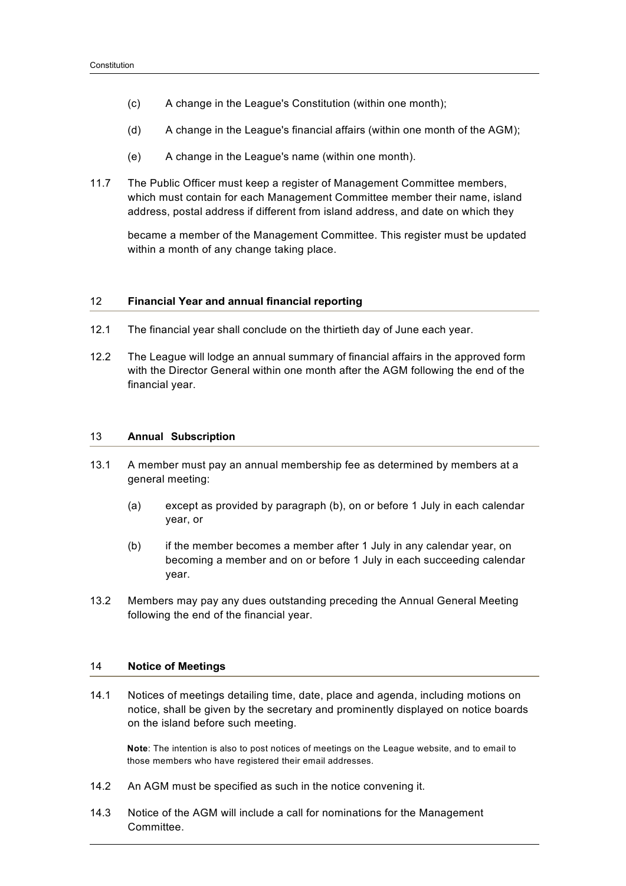(c) A change in the League's Constitution (within one month);

(d) A change in the League's financial affairs (within one month of the AGM);

(e) A change in the League's name (within one month).

11.7 The Public Officer must keep a register of Management Committee members, which must contain for each Management Committee member their name, island address, postal address if different from island address, and date on which they became a member of the Management Committee. This register must be updated within a month of any change taking place.

## 12 Financial Year and annual financial reporting

12.1 The financial year shall conclude on the thirtieth day of June each year.

12.2 The League will lodge an annual summary of financial affairs in the approved form with the Director General within one month after the AGM following the end of the financial year.

## 13 Annual Subscription

13.1 A member must pay an annual membership fee as determined by members at a general meeting:

(a) except as provided by paragraph (b), on or before 1 July in each calendar year, or

(b) if the member becomes a member after 1 July in any calendar year, on becoming a member and on or before 1 July in each succeeding calendar year.

13.2 Members may pay any dues outstanding preceding the Annual General Meeting following the end of the financial year.

## 14 Notice of Meetings

14.1 Notices of meetings detailing time, date, place and agenda, including motions on notice, shall be given by the secretary and prominently displayed on notice boards on the island before such meeting.

**Note**: The intention is also to post notices of meetings on the League website, and to email to those members who have registered their email addresses.

14.2 An AGM must be specified as such in the notice convening it.

14.3 Notice of the AGM will include a call for nominations for the Management Committee.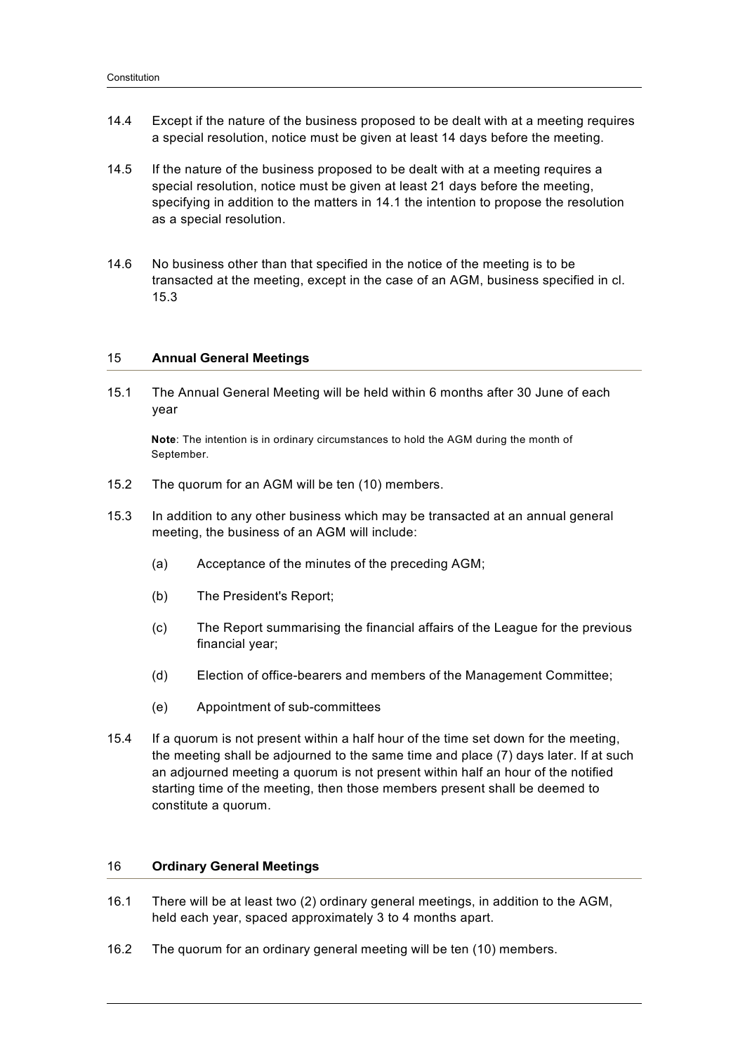14.4 Except if the nature of the business proposed to be dealt with at a meeting requires a special resolution, notice must be given at least 14 days before the meeting.

14.5 If the nature of the business proposed to be dealt with at a meeting requires a special resolution, notice must be given at least 21 days before the meeting, specifying in addition to the matters in 14.1 the intention to propose the resolution as a special resolution.

14.6 No business other than that specified in the notice of the meeting is to be transacted at the meeting, except in the case of an AGM, business specified in cl. 15.3

## 15 Annual General Meetings

15.1 The Annual General Meeting will be held within 6 months after 30 June of each year

**Note**: The intention is in ordinary circumstances to hold the AGM during the month of September.

15.2 The quorum for an AGM will be ten (10) members.

15.3 In addition to any other business which may be transacted at an annual general meeting, the business of an AGM will include:

(a) Acceptance of the minutes of the preceding AGM;

(b) The President's Report;

(c) The Report summarising the financial affairs of the League for the previous financial year;

(d) Election of office-bearers and members of the Management Committee;

(e) Appointment of sub-committees

15.4 If a quorum is not present within a half hour of the time set down for the meeting, the meeting shall be adjourned to the same time and place (7) days later. If at such an adjourned meeting a quorum is not present within half an hour of the notified starting time of the meeting, then those members present shall be deemed to constitute a quorum.

## 16 Ordinary General Meetings

16.1 There will be at least two (2) ordinary general meetings, in addition to the AGM, held each year, spaced approximately 3 to 4 months apart.

16.2 The quorum for an ordinary general meeting will be ten (10) members.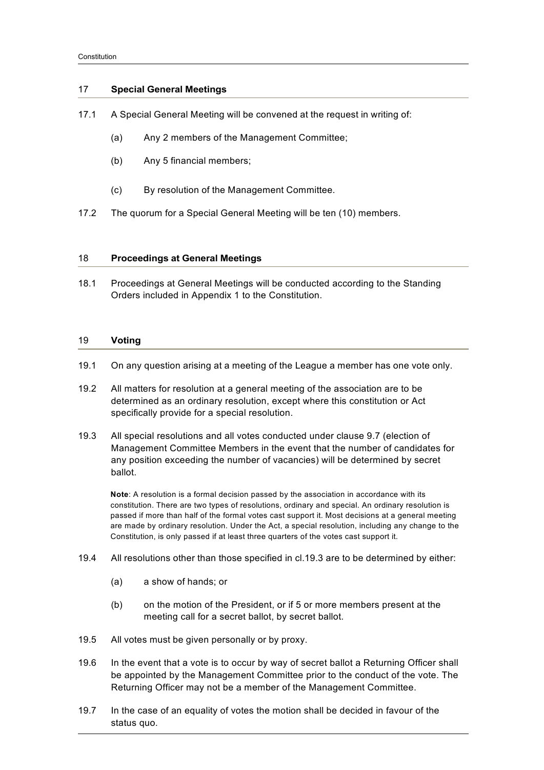## 17 Special General Meetings

17.1 A Special General Meeting will be convened at the request in writing of:

(a) Any 2 members of the Management Committee;

(b) Any 5 financial members;

(c) By resolution of the Management Committee.

17.2 The quorum for a Special General Meeting will be ten (10) members.

## 18 Proceedings at General Meetings

18.1 Proceedings at General Meetings will be conducted according to the Standing Orders included in Appendix 1 to the Constitution.

## 19 Voting

19.1 On any question arising at a meeting of the League a member has one vote only.

19.2 All matters for resolution at a general meeting of the association are to be determined as an ordinary resolution, except where this constitution or Act specifically provide for a special resolution.

19.3 All special resolutions and all votes conducted under clause 9.7 (election of Management Committee Members in the event that the number of candidates for any position exceeding the number of vacancies) will be determined by secret ballot.

**Note**: A resolution is a formal decision passed by the association in accordance with its constitution. There are two types of resolutions, ordinary and special. An ordinary resolution is passed if more than half of the formal votes cast support it. Most decisions at a general meeting are made by ordinary resolution. Under the Act, a special resolution, including any change to the Constitution, is only passed if at least three quarters of the votes cast support it.

19.4 All resolutions other than those specified in cl.19.3 are to be determined by either:

(a) a show of hands; or

(b) on the motion of the President, or if 5 or more members present at the meeting call for a secret ballot, by secret ballot.

19.5 All votes must be given personally or by proxy.

19.6 In the event that a vote is to occur by way of secret ballot a Returning Officer shall be appointed by the Management Committee prior to the conduct of the vote. The Returning Officer may not be a member of the Management Committee.

19.7 In the case of an equality of votes the motion shall be decided in favour of the status quo.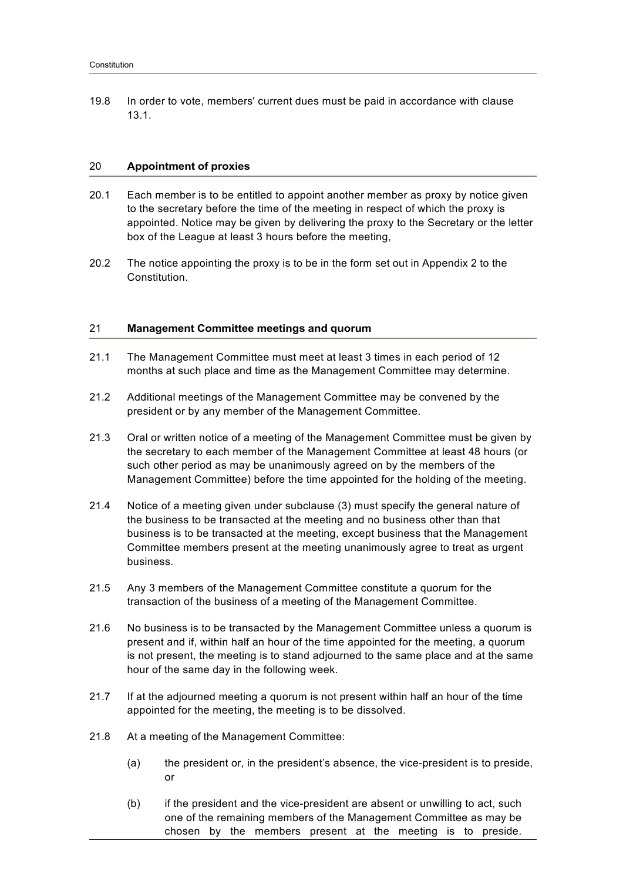19.8 In order to vote, members' current dues must be paid in accordance with clause 13.1.

## 20 Appointment of proxies

20.1 Each member is to be entitled to appoint another member as proxy by notice given to the secretary before the time of the meeting in respect of which the proxy is appointed. Notice may be given by delivering the proxy to the Secretary or the letter box of the League at least 3 hours before the meeting,

20.2 The notice appointing the proxy is to be in the form set out in Appendix 2 to the Constitution.

## 21 Management Committee meetings and quorum

21.1 The Management Committee must meet at least 3 times in each period of 12 months at such place and time as the Management Committee may determine.

21.2 Additional meetings of the Management Committee may be convened by the president or by any member of the Management Committee.

21.3 Oral or written notice of a meeting of the Management Committee must be given by the secretary to each member of the Management Committee at least 48 hours (or such other period as may be unanimously agreed on by the members of the Management Committee) before the time appointed for the holding of the meeting.

21.4 Notice of a meeting given under subclause (3) must specify the general nature of the business to be transacted at the meeting and no business other than that business is to be transacted at the meeting, except business that the Management Committee members present at the meeting unanimously agree to treat as urgent business.

21.5 Any 3 members of the Management Committee constitute a quorum for the transaction of the business of a meeting of the Management Committee.

21.6 No business is to be transacted by the Management Committee unless a quorum is present and if, within half an hour of the time appointed for the meeting, a quorum is not present, the meeting is to stand adjourned to the same place and at the same hour of the same day in the following week.

21.7 If at the adjourned meeting a quorum is not present within half an hour of the time appointed for the meeting, the meeting is to be dissolved.

21.8 At a meeting of the Management Committee:

- (a) the president or, in the president's absence, the vice-president is to preside, or
- (b) if the president and the vice-president are absent or unwilling to act, such one of the remaining members of the Management Committee as may be chosen by the members present at the meeting is to preside.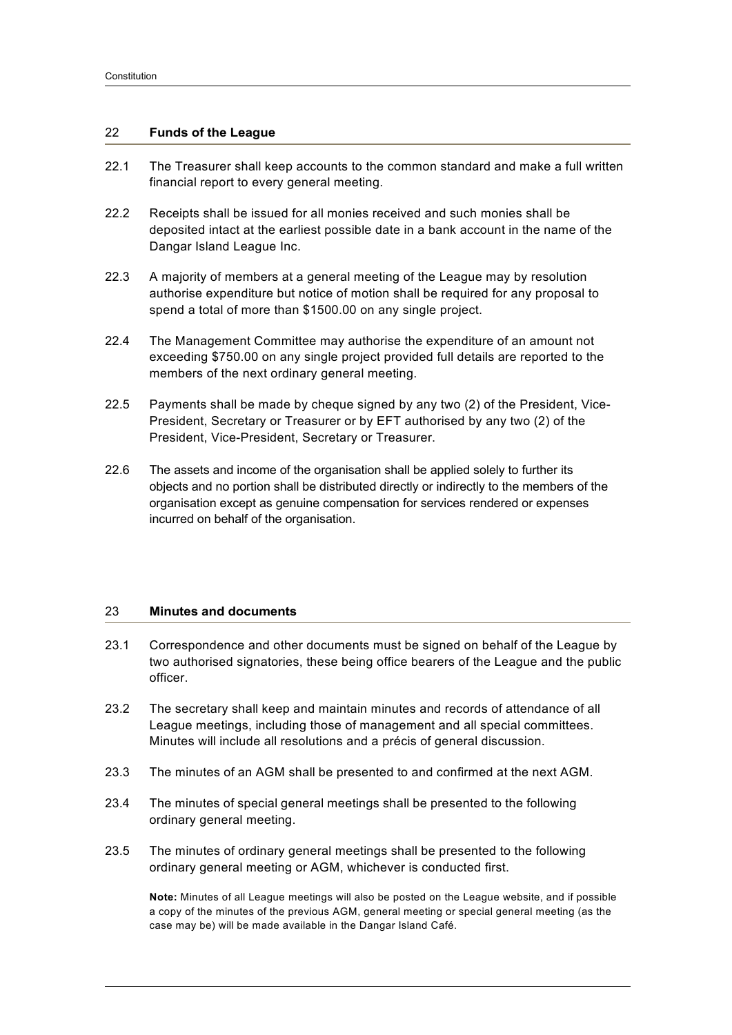## 22 Funds of the League

22.1 The Treasurer shall keep accounts to the common standard and make a full written financial report to every general meeting.

22.2 Receipts shall be issued for all monies received and such monies shall be deposited intact at the earliest possible date in a bank account in the name of the Dangar Island League Inc.

22.3 A majority of members at a general meeting of the League may by resolution authorise expenditure but notice of motion shall be required for any proposal to spend a total of more than $1500.00 on any single project.

22.4 The Management Committee may authorise the expenditure of an amount not exceeding $750.00 on any single project provided full details are reported to the members of the next ordinary general meeting.

22.5 Payments shall be made by cheque signed by any two (2) of the President, Vice-President, Secretary or Treasurer or by EFT authorised by any two (2) of the President, Vice-President, Secretary or Treasurer.

22.6 The assets and income of the organisation shall be applied solely to further its objects and no portion shall be distributed directly or indirectly to the members of the organisation except as genuine compensation for services rendered or expenses incurred on behalf of the organisation.

## 23 Minutes and documents

23.1 Correspondence and other documents must be signed on behalf of the League by two authorised signatories, these being office bearers of the League and the public officer.

23.2 The secretary shall keep and maintain minutes and records of attendance of all League meetings, including those of management and all special committees. Minutes will include all resolutions and a précis of general discussion.

23.3 The minutes of an AGM shall be presented to and confirmed at the next AGM.

23.4 The minutes of special general meetings shall be presented to the following ordinary general meeting.

23.5 The minutes of ordinary general meetings shall be presented to the following ordinary general meeting or AGM, whichever is conducted first.

**Note:** Minutes of all League meetings will also be posted on the League website, and if possible a copy of the minutes of the previous AGM, general meeting or special general meeting (as the case may be) will be made available in the Dangar Island Café.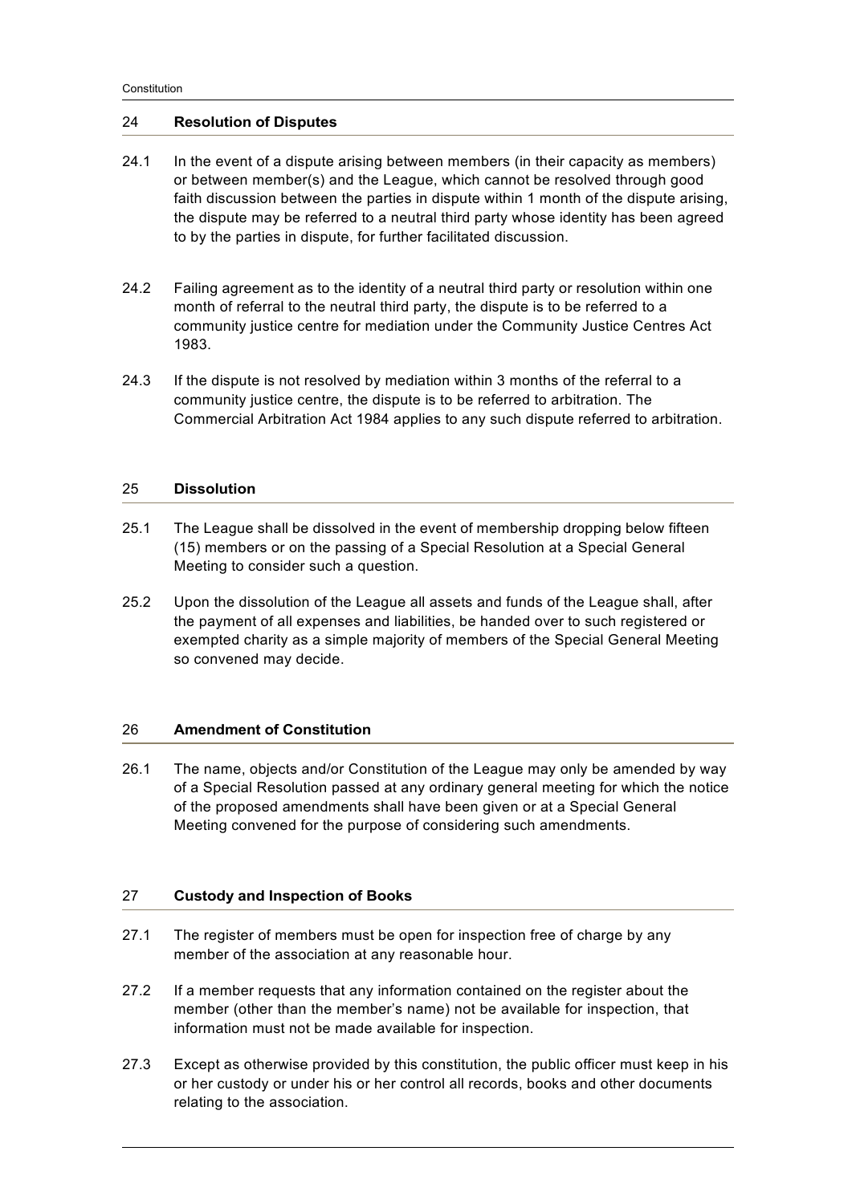## 24 Resolution of Disputes

24.1 In the event of a dispute arising between members (in their capacity as members) or between member(s) and the League, which cannot be resolved through good faith discussion between the parties in dispute within 1 month of the dispute arising, the dispute may be referred to a neutral third party whose identity has been agreed to by the parties in dispute, for further facilitated discussion.

24.2 Failing agreement as to the identity of a neutral third party or resolution within one month of referral to the neutral third party, the dispute is to be referred to a community justice centre for mediation under the Community Justice Centres Act 1983.

24.3 If the dispute is not resolved by mediation within 3 months of the referral to a community justice centre, the dispute is to be referred to arbitration. The Commercial Arbitration Act 1984 applies to any such dispute referred to arbitration.

## 25 Dissolution

25.1 The League shall be dissolved in the event of membership dropping below fifteen (15) members or on the passing of a Special Resolution at a Special General Meeting to consider such a question.

25.2 Upon the dissolution of the League all assets and funds of the League shall, after the payment of all expenses and liabilities, be handed over to such registered or exempted charity as a simple majority of members of the Special General Meeting so convened may decide.

## 26 Amendment of Constitution

26.1 The name, objects and/or Constitution of the League may only be amended by way of a Special Resolution passed at any ordinary general meeting for which the notice of the proposed amendments shall have been given or at a Special General Meeting convened for the purpose of considering such amendments.

## 27 Custody and Inspection of Books

27.1 The register of members must be open for inspection free of charge by any member of the association at any reasonable hour.

27.2 If a member requests that any information contained on the register about the member (other than the member's name) not be available for inspection, that information must not be made available for inspection.

27.3 Except as otherwise provided by this constitution, the public officer must keep in his or her custody or under his or her control all records, books and other documents relating to the association.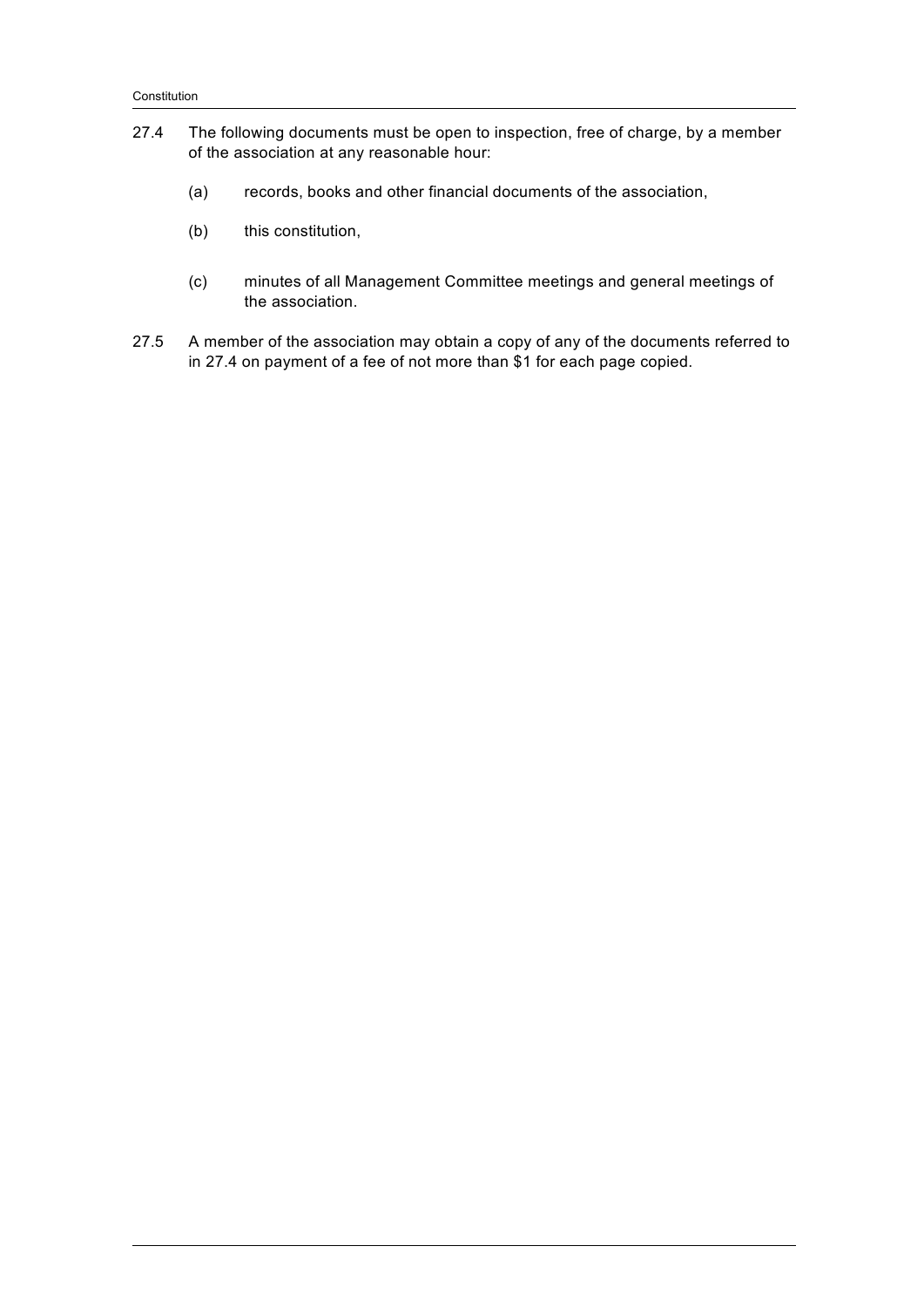27.4 The following documents must be open to inspection, free of charge, by a member of the association at any reasonable hour:

  (a) records, books and other financial documents of the association,

  (b) this constitution,

  (c) minutes of all Management Committee meetings and general meetings of the association.

27.5 A member of the association may obtain a copy of any of the documents referred to in 27.4 on payment of a fee of not more than $1 for each page copied.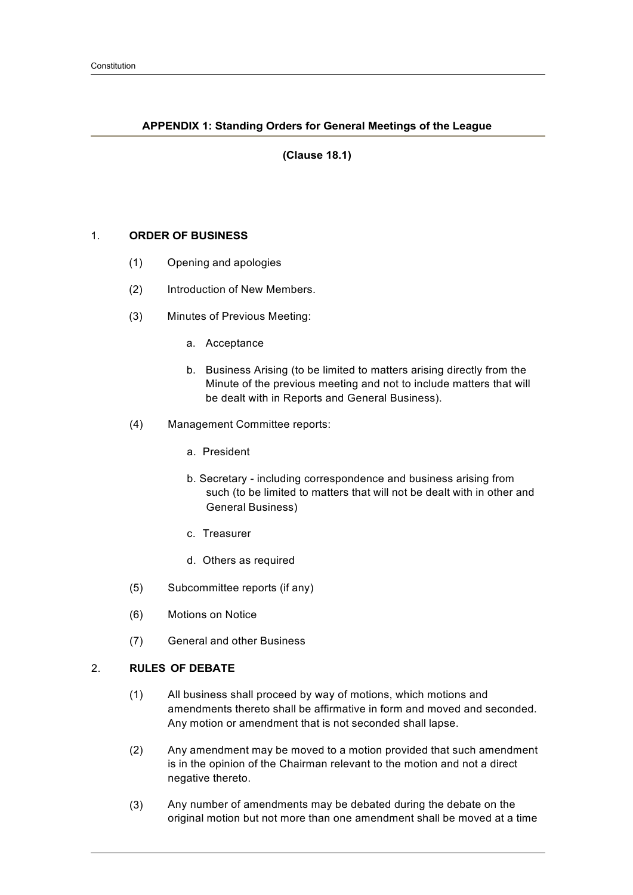## APPENDIX 1: Standing Orders for General Meetings of the League

**(Clause 18.1)**

1. **ORDER OF BUSINESS**

   (1) Opening and apologies

   (2) Introduction of New Members.

   (3) Minutes of Previous Meeting:

   a. Acceptance

   b. Business Arising (to be limited to matters arising directly from the Minute of the previous meeting and not to include matters that will be dealt with in Reports and General Business).

   (4) Management Committee reports:

   a. President

   b. Secretary - including correspondence and business arising from such (to be limited to matters that will not be dealt with in other and General Business)

   c. Treasurer

   d. Others as required

   (5) Subcommittee reports (if any)

   (6) Motions on Notice

   (7) General and other Business

2. **RULES OF DEBATE**

   (1) All business shall proceed by way of motions, which motions and amendments thereto shall be affirmative in form and moved and seconded. Any motion or amendment that is not seconded shall lapse.

   (2) Any amendment may be moved to a motion provided that such amendment is in the opinion of the Chairman relevant to the motion and not a direct negative thereto.

   (3) Any number of amendments may be debated during the debate on the original motion but not more than one amendment shall be moved at a time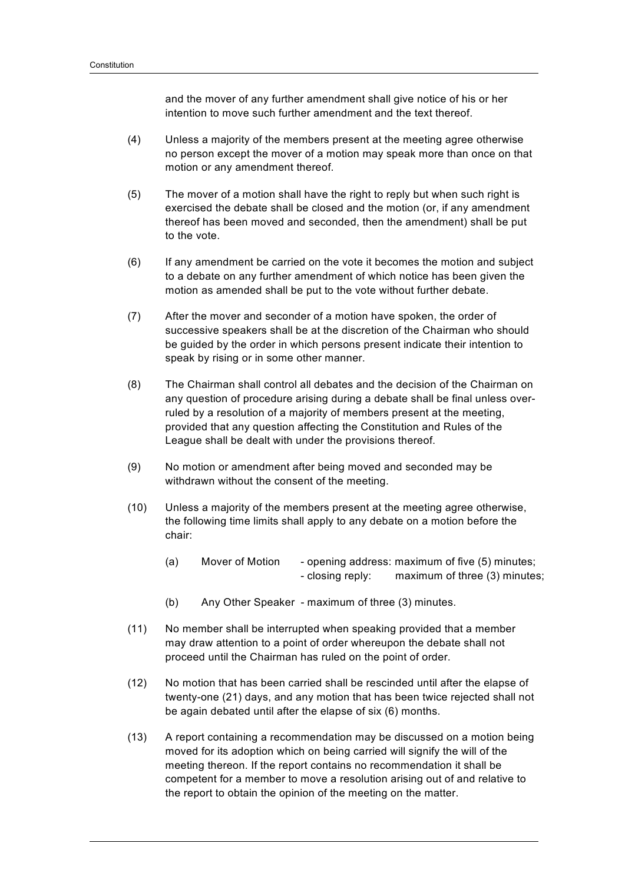and the mover of any further amendment shall give notice of his or her intention to move such further amendment and the text thereof.

(4) Unless a majority of the members present at the meeting agree otherwise no person except the mover of a motion may speak more than once on that motion or any amendment thereof.

(5) The mover of a motion shall have the right to reply but when such right is exercised the debate shall be closed and the motion (or, if any amendment thereof has been moved and seconded, then the amendment) shall be put to the vote.

(6) If any amendment be carried on the vote it becomes the motion and subject to a debate on any further amendment of which notice has been given the motion as amended shall be put to the vote without further debate.

(7) After the mover and seconder of a motion have spoken, the order of successive speakers shall be at the discretion of the Chairman who should be guided by the order in which persons present indicate their intention to speak by rising or in some other manner.

(8) The Chairman shall control all debates and the decision of the Chairman on any question of procedure arising during a debate shall be final unless over-ruled by a resolution of a majority of members present at the meeting, provided that any question affecting the Constitution and Rules of the League shall be dealt with under the provisions thereof.

(9) No motion or amendment after being moved and seconded may be withdrawn without the consent of the meeting.

(10) Unless a majority of the members present at the meeting agree otherwise, the following time limits shall apply to any debate on a motion before the chair:

  (a) Mover of Motion - opening address: maximum of five (5) minutes;
  - closing reply: maximum of three (3) minutes;

  (b) Any Other Speaker - maximum of three (3) minutes.

(11) No member shall be interrupted when speaking provided that a member may draw attention to a point of order whereupon the debate shall not proceed until the Chairman has ruled on the point of order.

(12) No motion that has been carried shall be rescinded until after the elapse of twenty-one (21) days, and any motion that has been twice rejected shall not be again debated until after the elapse of six (6) months.

(13) A report containing a recommendation may be discussed on a motion being moved for its adoption which on being carried will signify the will of the meeting thereon. If the report contains no recommendation it shall be competent for a member to move a resolution arising out of and relative to the report to obtain the opinion of the meeting on the matter.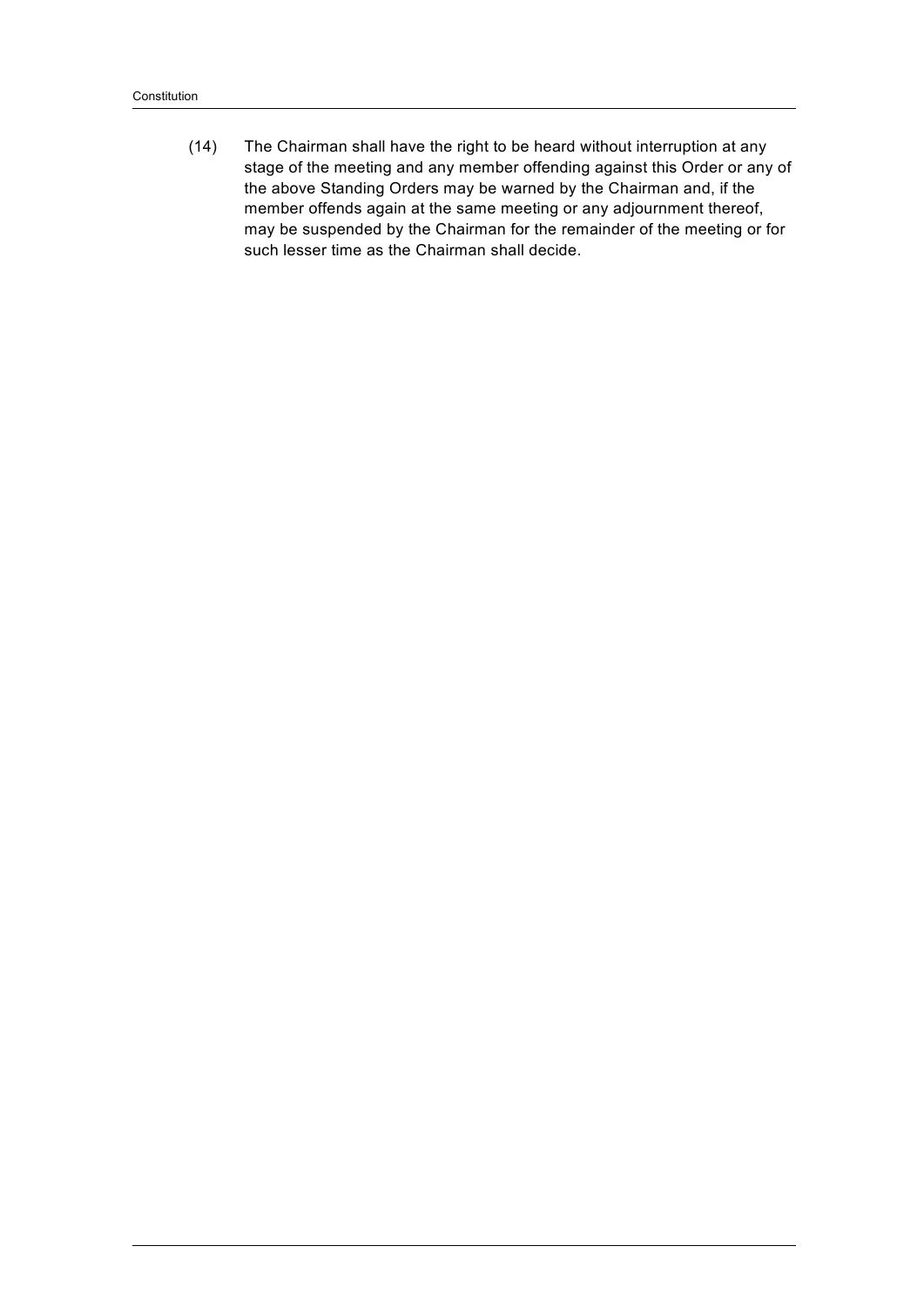(14) The Chairman shall have the right to be heard without interruption at any stage of the meeting and any member offending against this Order or any of the above Standing Orders may be warned by the Chairman and, if the member offends again at the same meeting or any adjournment thereof, may be suspended by the Chairman for the remainder of the meeting or for such lesser time as the Chairman shall decide.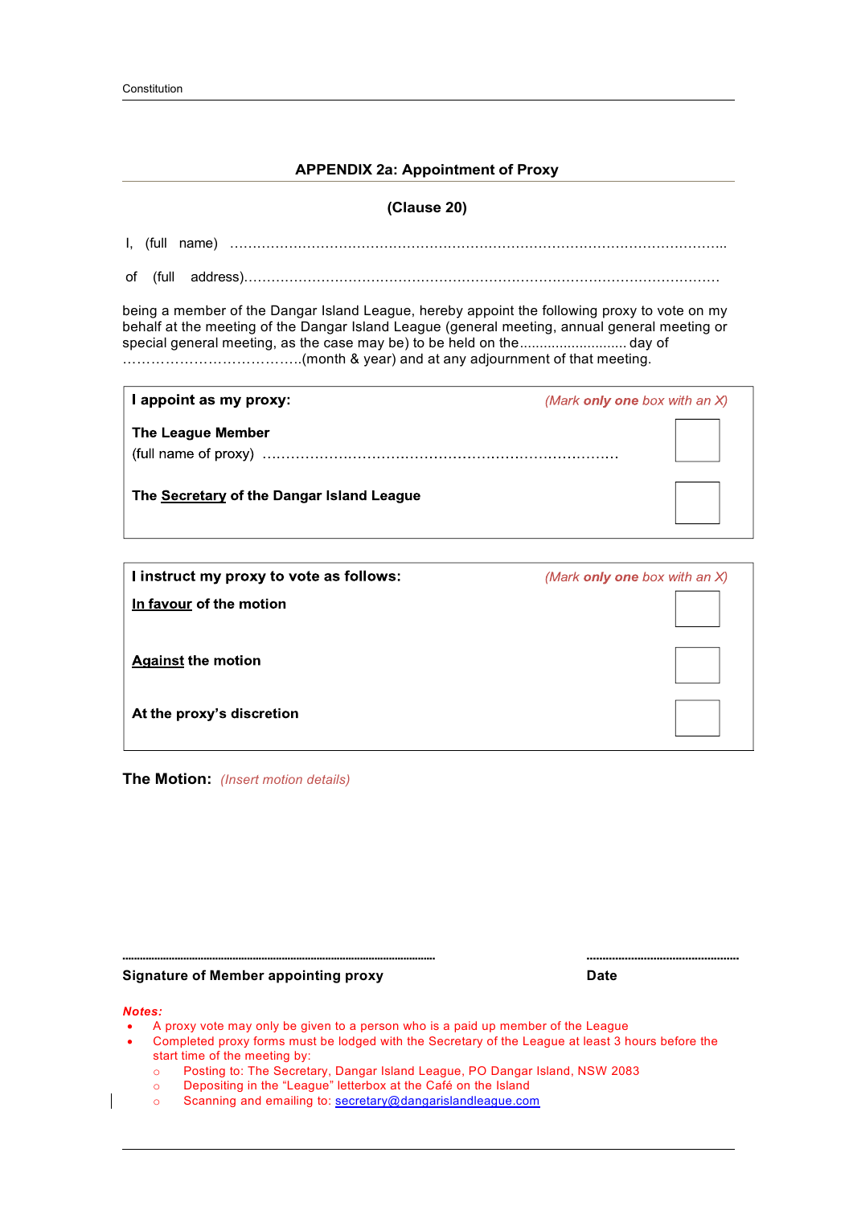## APPENDIX 2a: Appointment of Proxy

**(Clause 20)**

I, (full name) …………………………………………………………………………………………………..

of (full address)………………………………………………………………………………………………

being a member of the Dangar Island League, hereby appoint the following proxy to vote on my behalf at the meeting of the Dangar Island League (general meeting, annual general meeting or special general meeting, as the case may be) to be held on the........................... day of ………………………………..(month & year) and at any adjournment of that meeting.

| **I appoint as my proxy:** | *(Mark **only one** box with an X)* |
|---|---|
| **The League Member**<br>(full name of proxy) ……………………………………………………………………… | ☐ |
| **The Secretary of the Dangar Island League** | ☐ |

| **I instruct my proxy to vote as follows:** | *(Mark **only one** box with an X)* |
|---|---|
| **In favour of the motion** | ☐ |
| **Against the motion** | ☐ |
| **At the proxy's discretion** | ☐ |

**The Motion:** *(Insert motion details)*

……………………………………………………………………… ………………………………

**Signature of Member appointing proxy** **Date**

***Notes:***

- A proxy vote may only be given to a person who is a paid up member of the League
- Completed proxy forms must be lodged with the Secretary of the League at least 3 hours before the start time of the meeting by:
  - Posting to: The Secretary, Dangar Island League, PO Dangar Island, NSW 2083
  - Depositing in the "League" letterbox at the Café on the Island
  - Scanning and emailing to: secretary@dangarislandleague.com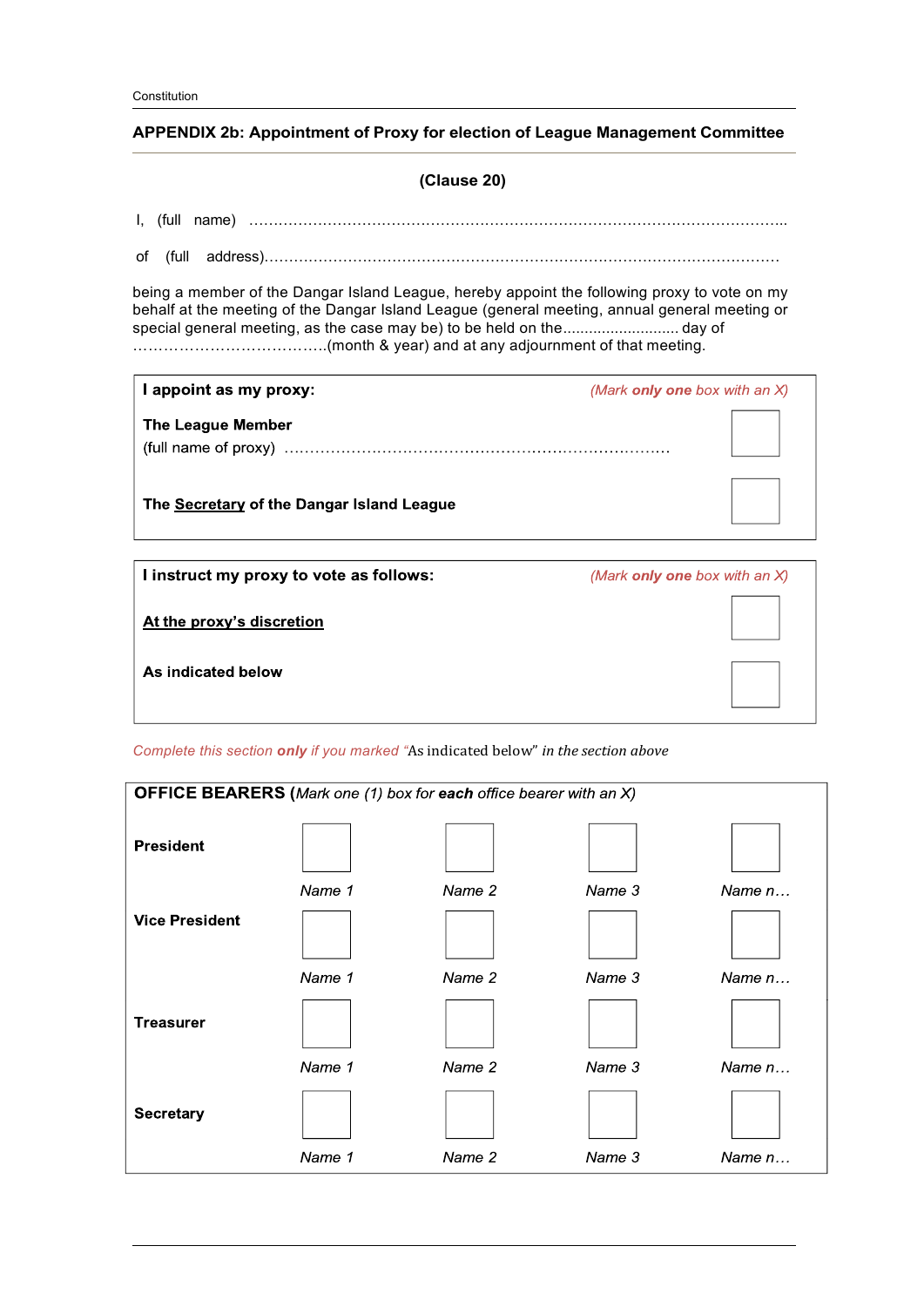## APPENDIX 2b: Appointment of Proxy for election of League Management Committee

**(Clause 20)**

I, (full name) ……………………………………………………………………………………………………..

of (full address)……………………………………………………………………………………………

being a member of the Dangar Island League, hereby appoint the following proxy to vote on my behalf at the meeting of the Dangar Island League (general meeting, annual general meeting or special general meeting, as the case may be) to be held on the.......................... day of …………………………………..(month & year) and at any adjournment of that meeting.

| **I appoint as my proxy:** | *(Mark **only one** box with an X)* |
|---|---|
| **The League Member**<br>(full name of proxy) ……………………………………………………………………. | ☐ |
| **The Secretary of the Dangar Island League** | ☐ |

| **I instruct my proxy to vote as follows:** | *(Mark **only one** box with an X)* |
|---|---|
| **At the proxy's discretion** | ☐ |
| **As indicated below** | ☐ |

*Complete this section **only** if you marked "As indicated below" in the section above*

**OFFICE BEARERS** (*Mark one (1) box for **each** office bearer with an X*)

| | | | | |
|---|---|---|---|---|
| **President** | ☐ *Name 1* | ☐ *Name 2* | ☐ *Name 3* | ☐ *Name n…* |
| **Vice President** | ☐ *Name 1* | ☐ *Name 2* | ☐ *Name 3* | ☐ *Name n…* |
| **Treasurer** | ☐ *Name 1* | ☐ *Name 2* | ☐ *Name 3* | ☐ *Name n…* |
| **Secretary** | ☐ *Name 1* | ☐ *Name 2* | ☐ *Name 3* | ☐ *Name n…* |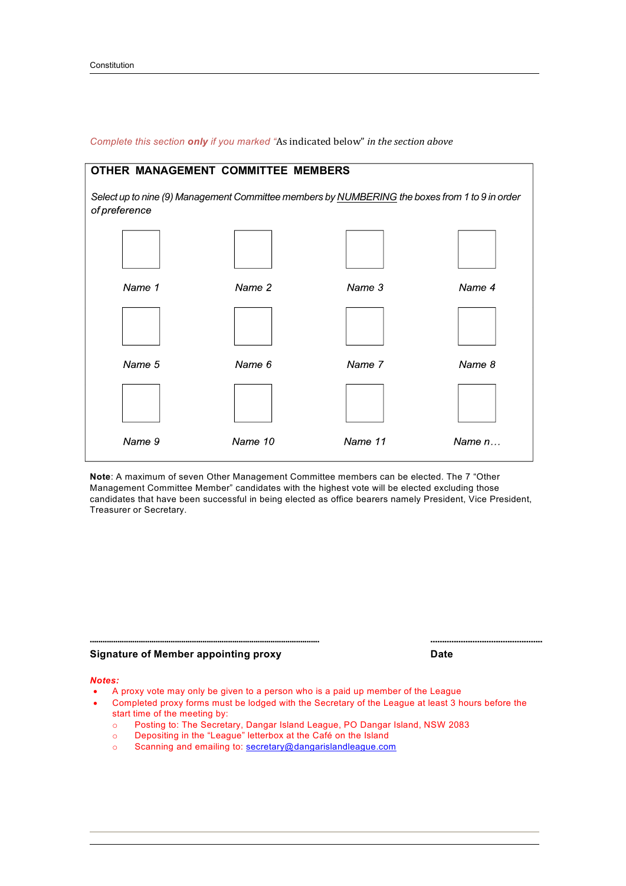*Complete this section **only** if you marked "As indicated below" in the section above*

## OTHER MANAGEMENT COMMITTEE MEMBERS

*Select up to nine (9) Management Committee members by NUMBERING the boxes from 1 to 9 in order of preference*

| | | | |
|---|---|---|---|
| ☐ *Name 1* | ☐ *Name 2* | ☐ *Name 3* | ☐ *Name 4* |
| ☐ *Name 5* | ☐ *Name 6* | ☐ *Name 7* | ☐ *Name 8* |
| ☐ *Name 9* | ☐ *Name 10* | ☐ *Name 11* | ☐ *Name n…* |

**Note**: A maximum of seven Other Management Committee members can be elected. The 7 "Other Management Committee Member" candidates with the highest vote will be elected excluding those candidates that have been successful in being elected as office bearers namely President, Vice President, Treasurer or Secretary.

.............................................................................................................. ......................................................

**Signature of Member appointing proxy** **Date**

***Notes:***

- A proxy vote may only be given to a person who is a paid up member of the League
- Completed proxy forms must be lodged with the Secretary of the League at least 3 hours before the start time of the meeting by:
  - Posting to: The Secretary, Dangar Island League, PO Dangar Island, NSW 2083
  - Depositing in the "League" letterbox at the Café on the Island
  - Scanning and emailing to: secretary@dangarislandleague.com